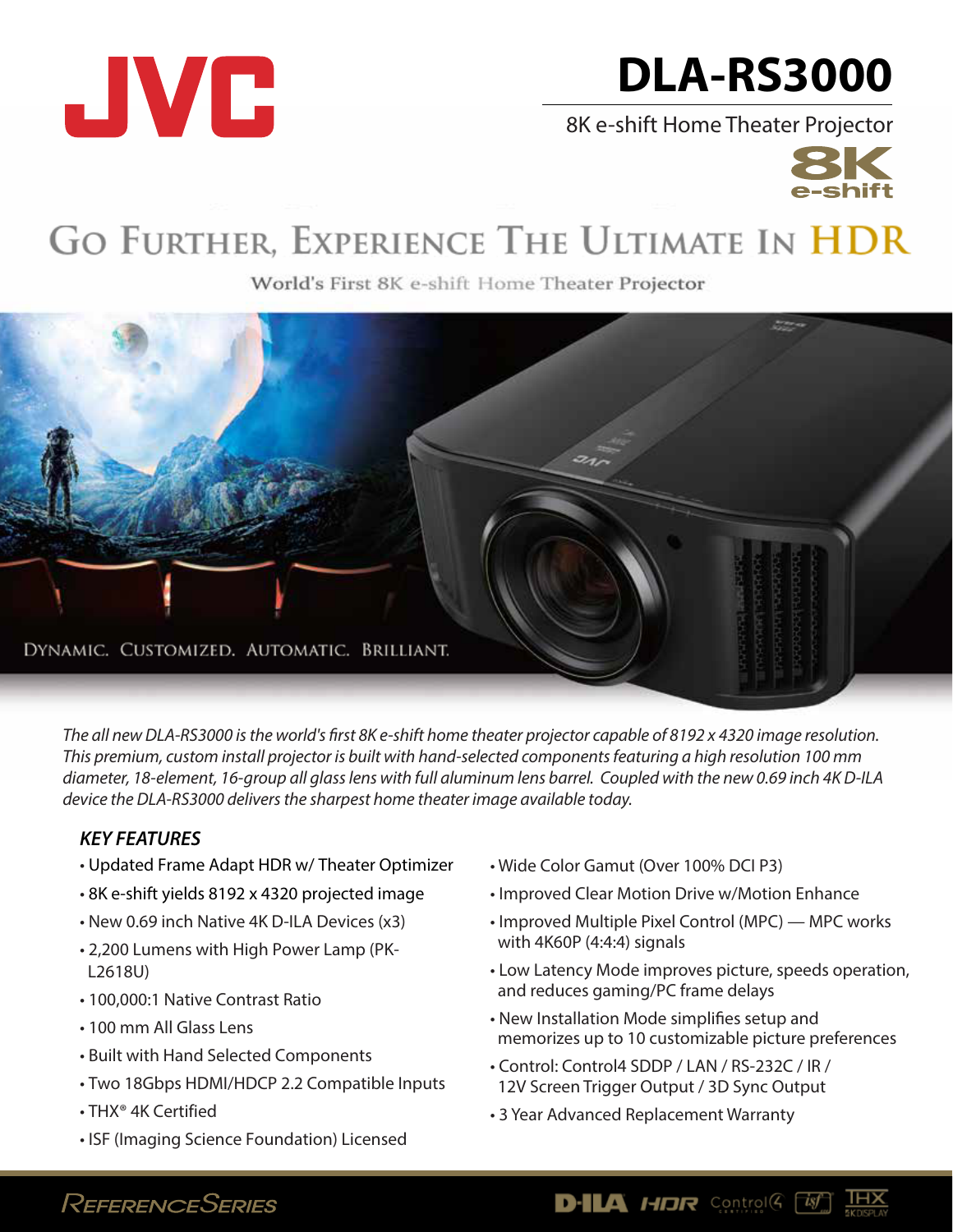# JVC

# DLA-RS3000

8K e-shift Home Theater Projector

8K e-shift

## Go Further, Experience The Ultimate In HDR

World's First 8K e-shift Home Theater Projector

DYNAMIC. CUSTOMIZED. AUTOMATIC. BRILLIANT.

*The all new DLA-RS3000 is the world's first 8K e-shift home theater projector capable of 8192 x 4320 image resolution. This premium, custom install projector is built with hand-selected components featuring a high resolution 100 mm diameter, 18-element, 16-group all glass lens with full aluminum lens barrel. Coupled with the new 0.69 inch 4K D-ILA device the DLA-RS3000 delivers the sharpest home theater image available today.*

### *KEY FEATURES*

- Updated Frame Adapt HDR w/ Theater Optimizer
- 8K e-shift yields 8192 x 4320 projected image
- New 0.69 inch Native 4K D-ILA Devices (x3)
- 2,200 Lumens with High Power Lamp (PK-L2618U)
- 100,000:1 Native Contrast Ratio
- 100 mm All Glass Lens
- Built with Hand Selected Components
- Two 18Gbps HDMI/HDCP 2.2 Compatible Inputs
- THX® 4K Certified
- ISF (Imaging Science Foundation) Licensed
- Wide Color Gamut (Over 100% DCI P3)
- Improved Clear Motion Drive w/Motion Enhance
- Improved Multiple Pixel Control (MPC) — MPC works with 4K60P (4:4:4) signals
- Low Latency Mode improves picture, speeds operation, and reduces gaming/PC frame delays
- New Installation Mode simplifies setup and memorizes up to 10 customizable picture preferences
- Control: Control4 SDDP / LAN / RS-232C / IR / 12V Screen Trigger Output / 3D Sync Output
- 3 Year Advanced Replacement Warranty

ReferenceSeries

D-ILA HDR Control4 isf THX 4K DISPLAY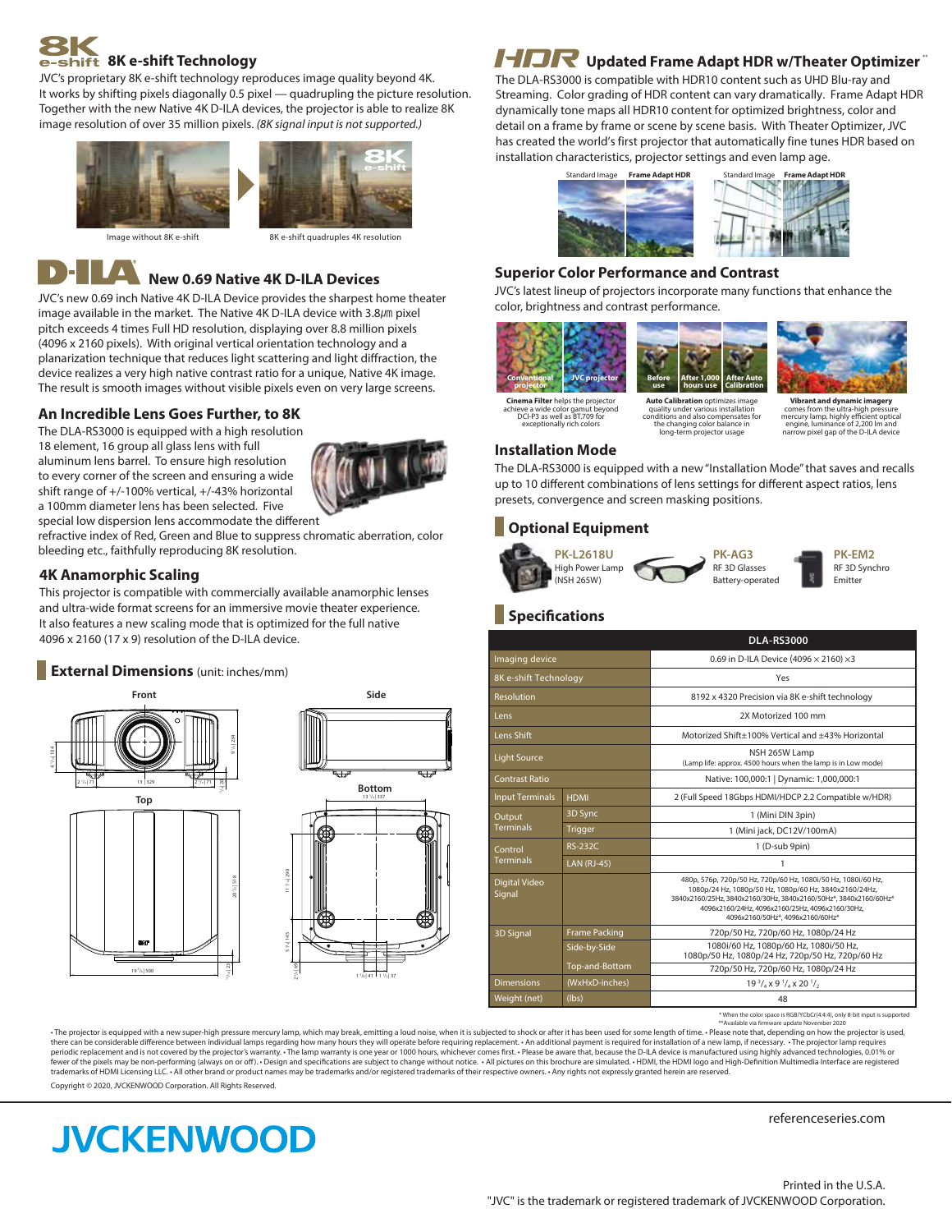## 8K e-shift Technology

JVC's proprietary 8K e-shift technology reproduces image quality beyond 4K. It works by shifting pixels diagonally 0.5 pixel — quadrupling the picture resolution. Together with the new Native 4K D-ILA devices, the projector is able to realize 8K image resolution of over 35 million pixels. *(8K signal input is not supported.)*

Image without 8K e-shift

8K e-shift quadruples 4K resolution

## New 0.69 Native 4K D-ILA Devices

JVC's new 0.69 inch Native 4K D-ILA Device provides the sharpest home theater image available in the market. The Native 4K D-ILA device with 3.8㎛ pixel pitch exceeds 4 times Full HD resolution, displaying over 8.8 million pixels (4096 x 2160 pixels). With original vertical orientation technology and a planarization technique that reduces light scattering and light diffraction, the device realizes a very high native contrast ratio for a unique, Native 4K image. The result is smooth images without visible pixels even on very large screens.

## An Incredible Lens Goes Further, to 8K

The DLA-RS3000 is equipped with a high resolution 18 element, 16 group all glass lens with full aluminum lens barrel. To ensure high resolution to every corner of the screen and ensuring a wide shift range of +/-100% vertical, +/-43% horizontal a 100mm diameter lens has been selected. Five special low dispersion lens accommodate the different refractive index of Red, Green and Blue to suppress chromatic aberration, color bleeding etc., faithfully reproducing 8K resolution.

## 4K Anamorphic Scaling

This projector is compatible with commercially available anamorphic lenses and ultra-wide format screens for an immersive movie theater experience. It also features a new scaling mode that is optimized for the full native 4096 x 2160 (17 x 9) resolution of the D-ILA device.

## External Dimensions (unit: inches/mm)

Front

Side

Top

Bottom

## Updated Frame Adapt HDR w/Theater Optimizer**

The DLA-RS3000 is compatible with HDR10 content such as UHD Blu-ray and Streaming. Color grading of HDR content can vary dramatically. Frame Adapt HDR dynamically tone maps all HDR10 content for optimized brightness, color and detail on a frame by frame or scene by scene basis. With Theater Optimizer, JVC has created the world's first projector that automatically fine tunes HDR based on installation characteristics, projector settings and even lamp age.

Standard Image | **Frame Adapt HDR** | Standard Image | **Frame Adapt HDR**

## Superior Color Performance and Contrast

JVC's latest lineup of projectors incorporate many functions that enhance the color, brightness and contrast performance.

**Cinema Filter** helps the projector achieve a wide color gamut beyond DCI-P3 as well as BT.709 for exceptionally rich colors

**Auto Calibration** optimizes image quality under various installation conditions and also compensates for the changing color balance in long-term projector usage

**Vibrant and dynamic imagery** comes from the ultra-high pressure mercury lamp, highly efficient optical engine, luminance of 2,200 lm and narrow pixel gap of the D-ILA device

## Installation Mode

The DLA-RS3000 is equipped with a new "Installation Mode" that saves and recalls up to 10 different combinations of lens settings for different aspect ratios, lens presets, convergence and screen masking positions.

## Optional Equipment

**PK-L2618U** High Power Lamp (NSH 265W)

**PK-AG3** RF 3D Glasses Battery-operated

**PK-EM2** RF 3D Synchro Emitter

## Specifications

| | | DLA-RS3000 |
|---|---|---|
| Imaging device | | 0.69 in D-ILA Device (4096 × 2160) ×3 |
| 8K e-shift Technology | | Yes |
| Resolution | | 8192 x 4320 Precision via 8K e-shift technology |
| Lens | | 2X Motorized 100 mm |
| Lens Shift | | Motorized Shift±100% Vertical and ±43% Horizontal |
| Light Source | | NSH 265W Lamp (Lamp life: approx. 4500 hours when the lamp is in Low mode) |
| Contrast Ratio | | Native: 100,000:1 \| Dynamic: 1,000,000:1 |
| Input Terminals | HDMI | 2 (Full Speed 18Gbps HDMI/HDCP 2.2 Compatible w/HDR) |
| Output Terminals | 3D Sync | 1 (Mini DIN 3pin) |
| | Trigger | 1 (Mini jack, DC12V/100mA) |
| Control Terminals | RS-232C | 1 (D-sub 9pin) |
| | LAN (RJ-45) | 1 |
| Digital Video Signal | | 480p, 576p, 720p/50 Hz, 720p/60 Hz, 1080i/50 Hz, 1080i/60 Hz, 1080p/24 Hz, 1080p/50 Hz, 1080p/60 Hz, 3840x2160/24Hz, 3840x2160/25Hz, 3840x2160/30Hz, 3840x2160/50Hz*, 3840x2160/60Hz*, 4096x2160/24Hz, 4096x2160/25Hz, 4096x2160/30Hz, 4096x2160/50Hz*, 4096x2160/60Hz* |
| 3D Signal | Frame Packing | 720p/50 Hz, 720p/60 Hz, 1080p/24 Hz |
| | Side-by-Side | 1080i/60 Hz, 1080p/60 Hz, 1080i/50 Hz, 1080p/50 Hz, 1080p/24 Hz, 720p/50 Hz, 720p/60 Hz |
| | Top-and-Bottom | 720p/50 Hz, 720p/60 Hz, 1080p/24 Hz |
| Dimensions | (WxHxD-inches) | 19 3/4 x 9 1/4 x 20 1/2 |
| Weight (net) | (lbs) | 48 |

\* When the color space is RGB/YCbCr(4:4:4), only 8-bit input is supported
\*\*Available via firmware update November 2020

• The projector is equipped with a new super-high pressure mercury lamp, which may break, emitting a loud noise, when it is subjected to shock or after it has been used for some length of time. • Please note that, depending on how the projector is used, there can be considerable difference between individual lamps regarding how many hours they will operate before requiring replacement. • An additional payment is required for installation of a new lamp, if necessary. • The projector lamp requires periodic replacement and is not covered by the projector's warranty. • The lamp warranty is one year or 1000 hours, whichever comes first. • Please be aware that, because the D-ILA device is manufactured using highly advanced technologies, 0.01% or fewer of the pixels may be non-performing (always on or off). • Design and specifications are subject to change without notice. • All pictures on this brochure are simulated. • HDMI, the HDMI logo and High-Definition Multimedia Interface are registered trademarks of HDMI Licensing LLC. • All other brand or product names may be trademarks and/or registered trademarks of their respective owners. • Any rights not expressly granted herein are reserved.

Copyright © 2020, JVCKENWOOD Corporation. All Rights Reserved.

JVCKENWOOD

referenceseries.com

Printed in the U.S.A.
"JVC" is the trademark or registered trademark of JVCKENWOOD Corporation.